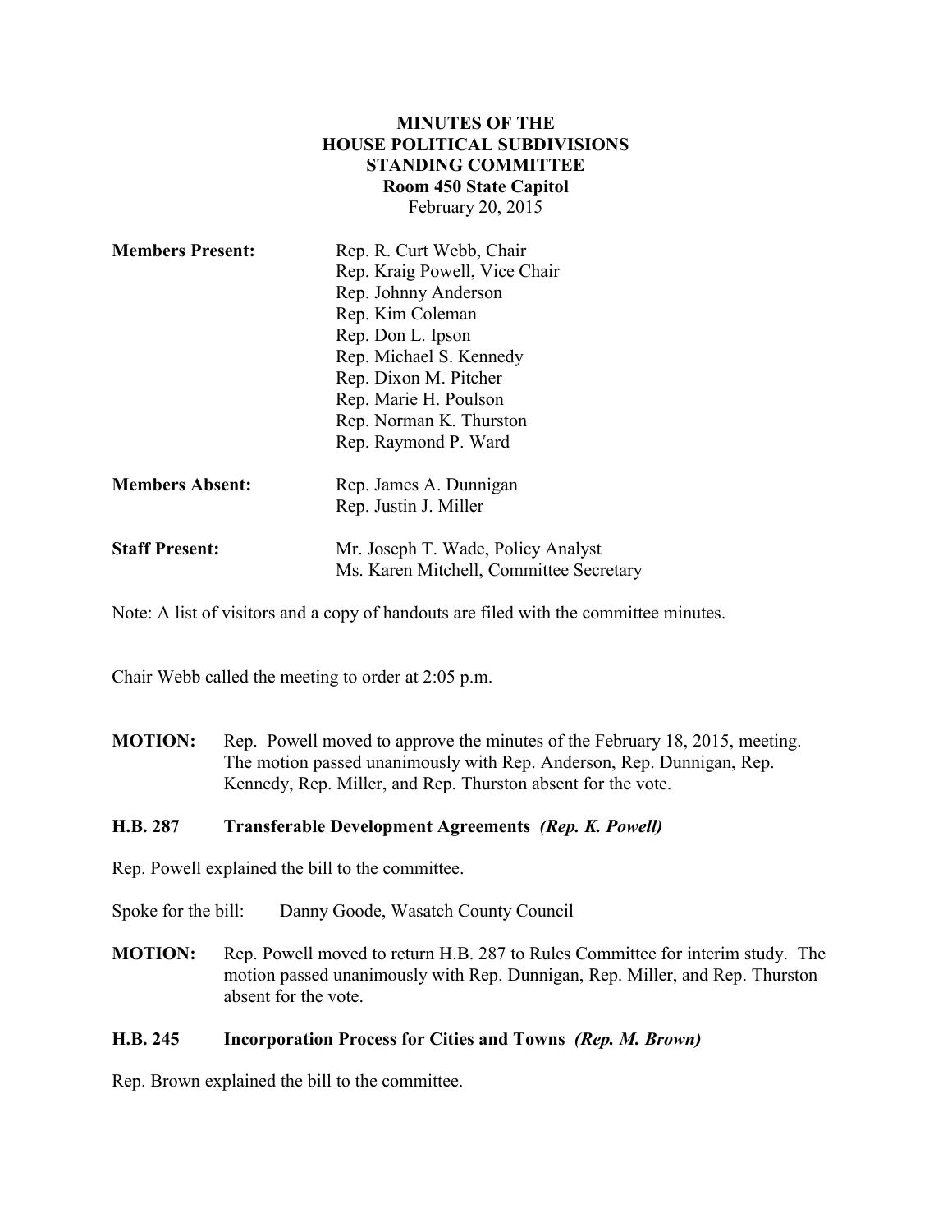**MINUTES OF THE**
**HOUSE POLITICAL SUBDIVISIONS**
**STANDING COMMITTEE**
**Room 450 State Capitol**
February 20, 2015

**Members Present:** Rep. R. Curt Webb, Chair
Rep. Kraig Powell, Vice Chair
Rep. Johnny Anderson
Rep. Kim Coleman
Rep. Don L. Ipson
Rep. Michael S. Kennedy
Rep. Dixon M. Pitcher
Rep. Marie H. Poulson
Rep. Norman K. Thurston
Rep. Raymond P. Ward

**Members Absent:** Rep. James A. Dunnigan
Rep. Justin J. Miller

**Staff Present:** Mr. Joseph T. Wade, Policy Analyst
Ms. Karen Mitchell, Committee Secretary

Note: A list of visitors and a copy of handouts are filed with the committee minutes.

Chair Webb called the meeting to order at 2:05 p.m.

**MOTION:** Rep. Powell moved to approve the minutes of the February 18, 2015, meeting. The motion passed unanimously with Rep. Anderson, Rep. Dunnigan, Rep. Kennedy, Rep. Miller, and Rep. Thurston absent for the vote.

**H.B. 287 Transferable Development Agreements** ***(Rep. K. Powell)***

Rep. Powell explained the bill to the committee.

Spoke for the bill: Danny Goode, Wasatch County Council

**MOTION:** Rep. Powell moved to return H.B. 287 to Rules Committee for interim study. The motion passed unanimously with Rep. Dunnigan, Rep. Miller, and Rep. Thurston absent for the vote.

**H.B. 245 Incorporation Process for Cities and Towns** ***(Rep. M. Brown)***

Rep. Brown explained the bill to the committee.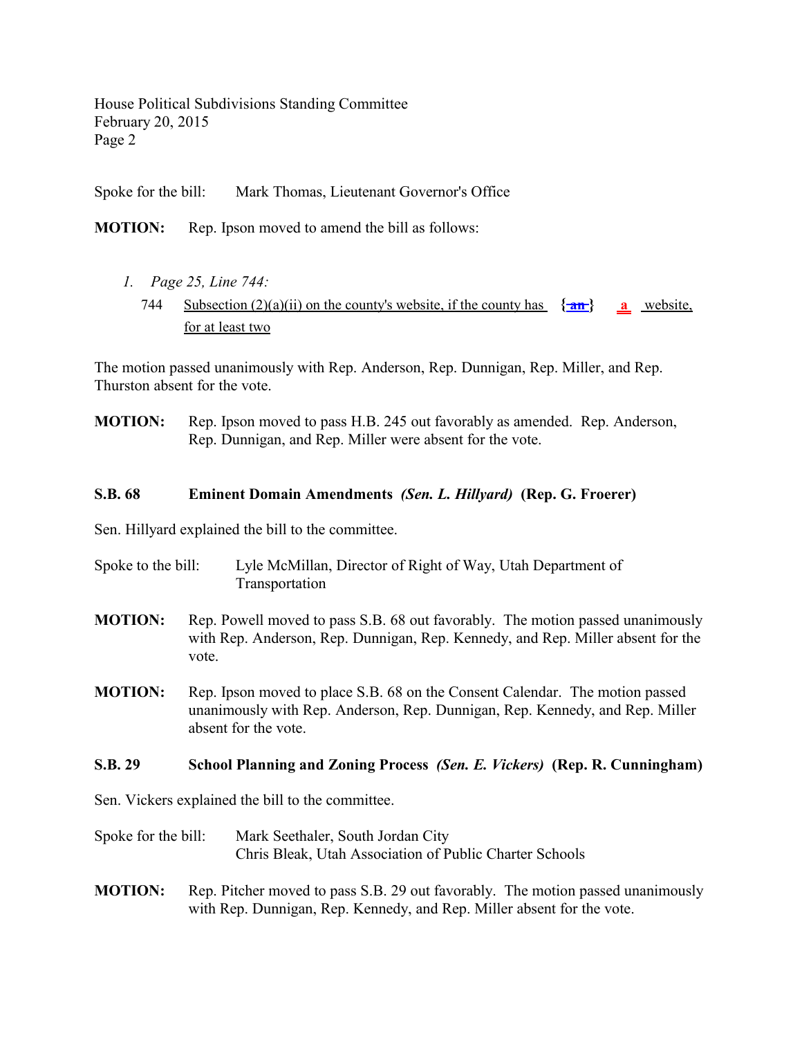Spoke for the bill: Mark Thomas, Lieutenant Governor's Office

**MOTION:** Rep. Ipson moved to amend the bill as follows:

1. *Page 25, Line 744:*

   744 Subsection (2)(a)(ii) on the county's website, if the county has {~~an~~} a website, for at least two

The motion passed unanimously with Rep. Anderson, Rep. Dunnigan, Rep. Miller, and Rep. Thurston absent for the vote.

**MOTION:** Rep. Ipson moved to pass H.B. 245 out favorably as amended. Rep. Anderson, Rep. Dunnigan, and Rep. Miller were absent for the vote.

**S.B. 68 Eminent Domain Amendments** ***(Sen. L. Hillyard)*** **(Rep. G. Froerer)**

Sen. Hillyard explained the bill to the committee.

Spoke to the bill: Lyle McMillan, Director of Right of Way, Utah Department of Transportation

**MOTION:** Rep. Powell moved to pass S.B. 68 out favorably. The motion passed unanimously with Rep. Anderson, Rep. Dunnigan, Rep. Kennedy, and Rep. Miller absent for the vote.

**MOTION:** Rep. Ipson moved to place S.B. 68 on the Consent Calendar. The motion passed unanimously with Rep. Anderson, Rep. Dunnigan, Rep. Kennedy, and Rep. Miller absent for the vote.

**S.B. 29 School Planning and Zoning Process** ***(Sen. E. Vickers)*** **(Rep. R. Cunningham)**

Sen. Vickers explained the bill to the committee.

Spoke for the bill: Mark Seethaler, South Jordan City
Chris Bleak, Utah Association of Public Charter Schools

**MOTION:** Rep. Pitcher moved to pass S.B. 29 out favorably. The motion passed unanimously with Rep. Dunnigan, Rep. Kennedy, and Rep. Miller absent for the vote.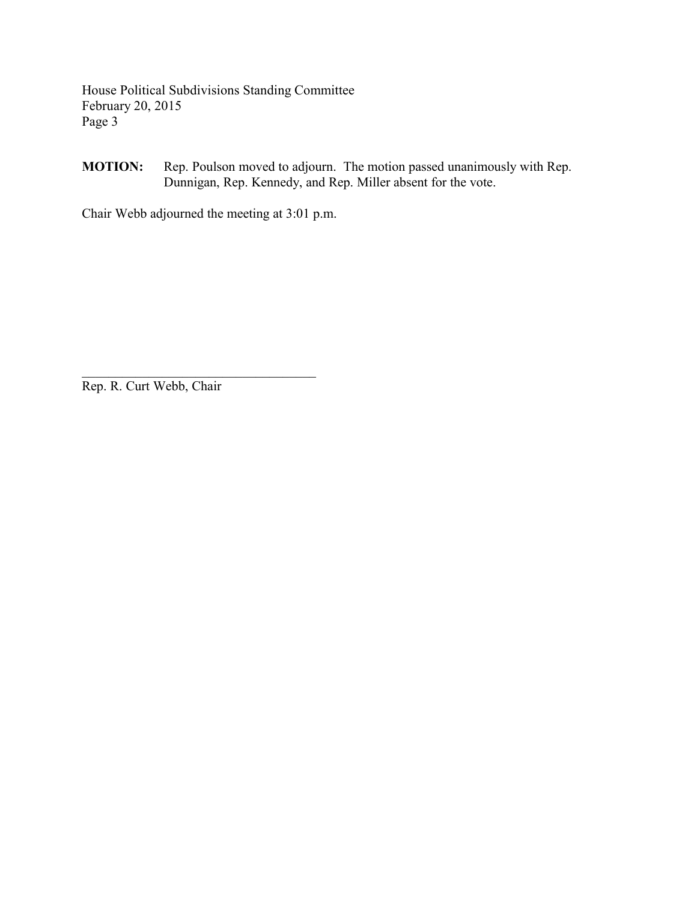**MOTION:** Rep. Poulson moved to adjourn. The motion passed unanimously with Rep. Dunnigan, Rep. Kennedy, and Rep. Miller absent for the vote.

Chair Webb adjourned the meeting at 3:01 p.m.

___________________________________

Rep. R. Curt Webb, Chair